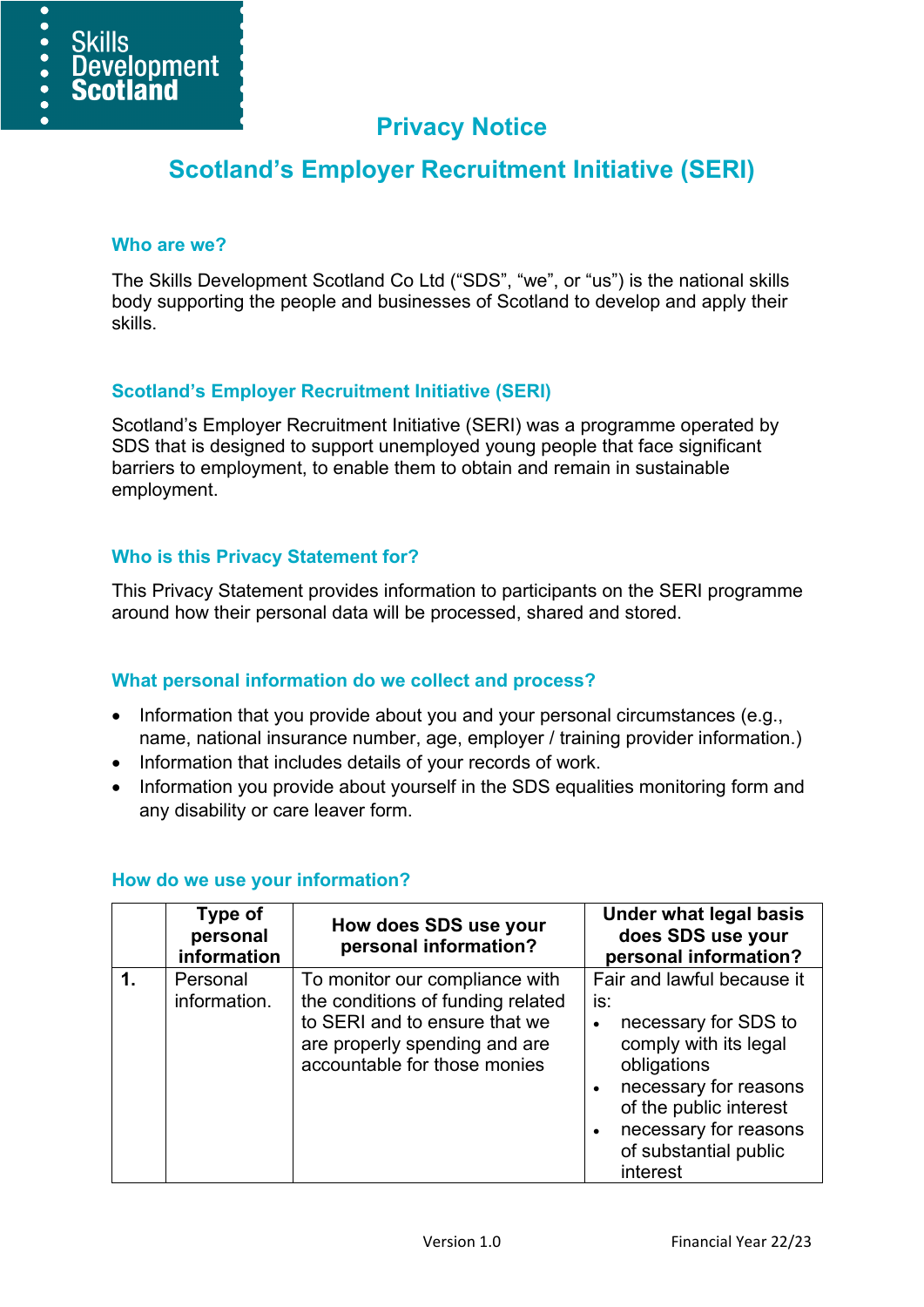Skills Development Scotland

# Privacy Notice

# Scotland's Employer Recruitment Initiative (SERI)

## Who are we?

The Skills Development Scotland Co Ltd ("SDS", "we", or "us") is the national skills body supporting the people and businesses of Scotland to develop and apply their skills.

## Scotland's Employer Recruitment Initiative (SERI)

Scotland's Employer Recruitment Initiative (SERI) was a programme operated by SDS that is designed to support unemployed young people that face significant barriers to employment, to enable them to obtain and remain in sustainable employment.

## Who is this Privacy Statement for?

This Privacy Statement provides information to participants on the SERI programme around how their personal data will be processed, shared and stored.

## What personal information do we collect and process?

- Information that you provide about you and your personal circumstances (e.g., name, national insurance number, age, employer / training provider information.)
- Information that includes details of your records of work.
- Information you provide about yourself in the SDS equalities monitoring form and any disability or care leaver form.

## How do we use your information?

| | Type of personal information | How does SDS use your personal information? | Under what legal basis does SDS use your personal information? |
|---|---|---|---|
| **1.** | Personal information. | To monitor our compliance with the conditions of funding related to SERI and to ensure that we are properly spending and are accountable for those monies | Fair and lawful because it is:<br>• necessary for SDS to comply with its legal obligations<br>• necessary for reasons of the public interest<br>• necessary for reasons of substantial public interest |

Version 1.0 Financial Year 22/23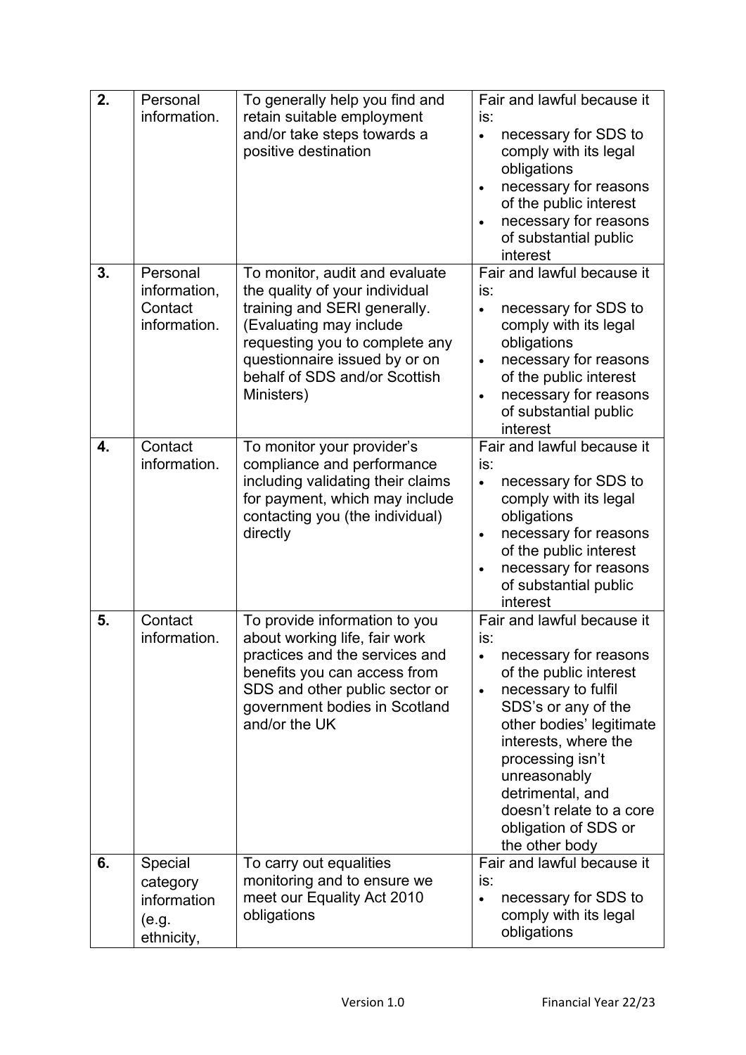| 2. | Personal information. | To generally help you find and retain suitable employment and/or take steps towards a positive destination | Fair and lawful because it is:<br>• necessary for SDS to comply with its legal obligations<br>• necessary for reasons of the public interest<br>• necessary for reasons of substantial public interest |
|---|---|---|---|
| 3. | Personal information, Contact information. | To monitor, audit and evaluate the quality of your individual training and SERI generally. (Evaluating may include requesting you to complete any questionnaire issued by or on behalf of SDS and/or Scottish Ministers) | Fair and lawful because it is:<br>• necessary for SDS to comply with its legal obligations<br>• necessary for reasons of the public interest<br>• necessary for reasons of substantial public interest |
| 4. | Contact information. | To monitor your provider's compliance and performance including validating their claims for payment, which may include contacting you (the individual) directly | Fair and lawful because it is:<br>• necessary for SDS to comply with its legal obligations<br>• necessary for reasons of the public interest<br>• necessary for reasons of substantial public interest |
| 5. | Contact information. | To provide information to you about working life, fair work practices and the services and benefits you can access from SDS and other public sector or government bodies in Scotland and/or the UK | Fair and lawful because it is:<br>• necessary for reasons of the public interest<br>• necessary to fulfil SDS's or any of the other bodies' legitimate interests, where the processing isn't unreasonably detrimental, and doesn't relate to a core obligation of SDS or the other body |
| 6. | Special category information (e.g. ethnicity, | To carry out equalities monitoring and to ensure we meet our Equality Act 2010 obligations | Fair and lawful because it is:<br>• necessary for SDS to comply with its legal obligations |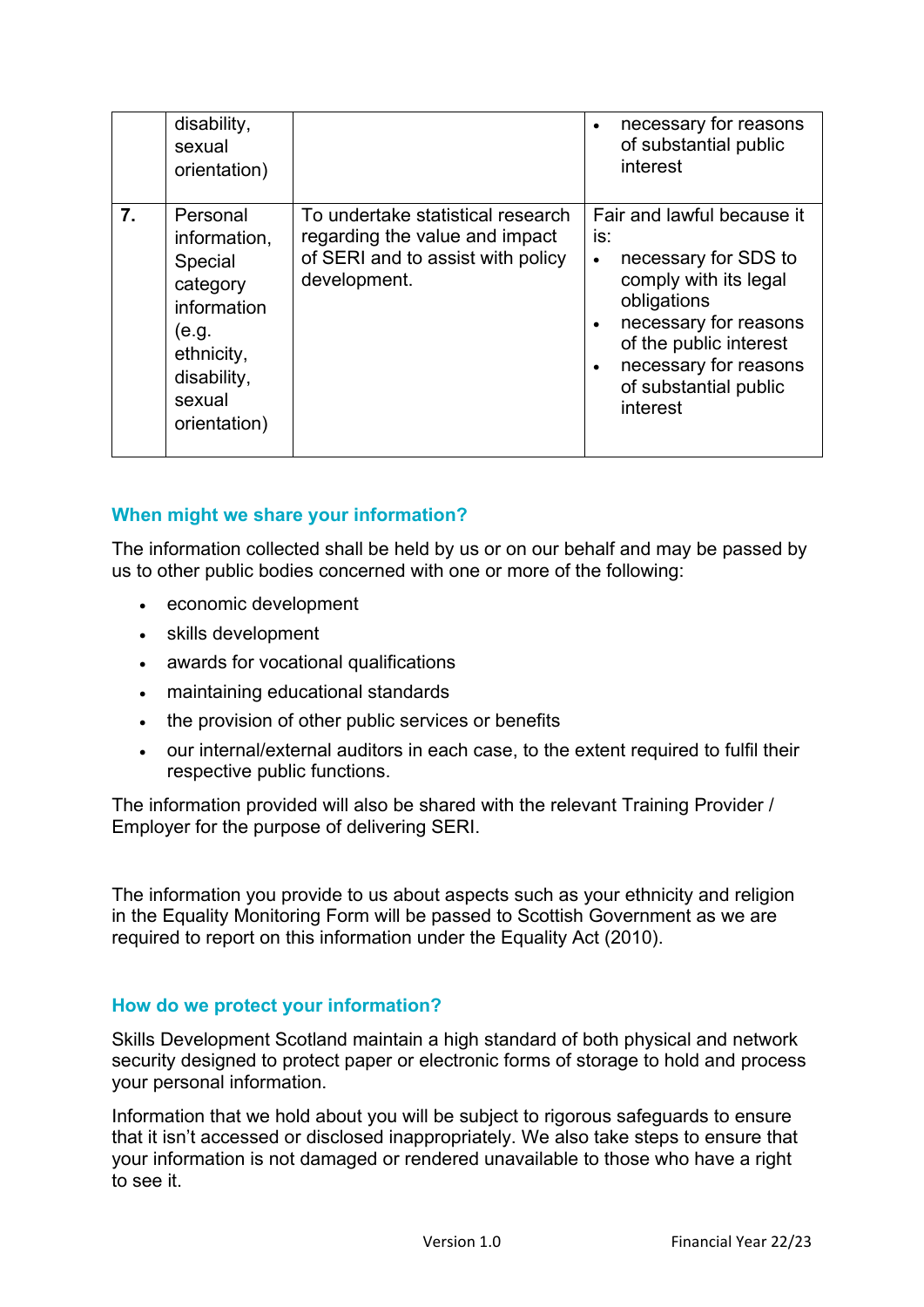|  |  |  |  |
|---|---|---|---|
|  | disability, sexual orientation) |  | • necessary for reasons of substantial public interest |
| **7.** | Personal information, Special category information (e.g. ethnicity, disability, sexual orientation) | To undertake statistical research regarding the value and impact of SERI and to assist with policy development. | Fair and lawful because it is:<br>• necessary for SDS to comply with its legal obligations<br>• necessary for reasons of the public interest<br>• necessary for reasons of substantial public interest |

### When might we share your information?

The information collected shall be held by us or on our behalf and may be passed by us to other public bodies concerned with one or more of the following:

- economic development
- skills development
- awards for vocational qualifications
- maintaining educational standards
- the provision of other public services or benefits
- our internal/external auditors in each case, to the extent required to fulfil their respective public functions.

The information provided will also be shared with the relevant Training Provider / Employer for the purpose of delivering SERI.

The information you provide to us about aspects such as your ethnicity and religion in the Equality Monitoring Form will be passed to Scottish Government as we are required to report on this information under the Equality Act (2010).

### How do we protect your information?

Skills Development Scotland maintain a high standard of both physical and network security designed to protect paper or electronic forms of storage to hold and process your personal information.

Information that we hold about you will be subject to rigorous safeguards to ensure that it isn't accessed or disclosed inappropriately. We also take steps to ensure that your information is not damaged or rendered unavailable to those who have a right to see it.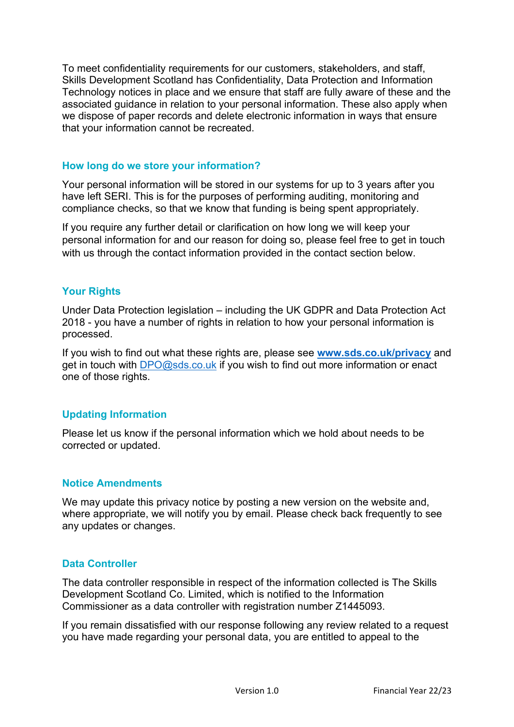To meet confidentiality requirements for our customers, stakeholders, and staff, Skills Development Scotland has Confidentiality, Data Protection and Information Technology notices in place and we ensure that staff are fully aware of these and the associated guidance in relation to your personal information. These also apply when we dispose of paper records and delete electronic information in ways that ensure that your information cannot be recreated.

## How long do we store your information?

Your personal information will be stored in our systems for up to 3 years after you have left SERI. This is for the purposes of performing auditing, monitoring and compliance checks, so that we know that funding is being spent appropriately.

If you require any further detail or clarification on how long we will keep your personal information for and our reason for doing so, please feel free to get in touch with us through the contact information provided in the contact section below.

## Your Rights

Under Data Protection legislation – including the UK GDPR and Data Protection Act 2018 - you have a number of rights in relation to how your personal information is processed.

If you wish to find out what these rights are, please see **[www.sds.co.uk/privacy](http://www.sds.co.uk/privacy)** and get in touch with [DPO@sds.co.uk](mailto:DPO@sds.co.uk) if you wish to find out more information or enact one of those rights.

## Updating Information

Please let us know if the personal information which we hold about needs to be corrected or updated.

## Notice Amendments

We may update this privacy notice by posting a new version on the website and, where appropriate, we will notify you by email. Please check back frequently to see any updates or changes.

## Data Controller

The data controller responsible in respect of the information collected is The Skills Development Scotland Co. Limited, which is notified to the Information Commissioner as a data controller with registration number Z1445093.

If you remain dissatisfied with our response following any review related to a request you have made regarding your personal data, you are entitled to appeal to the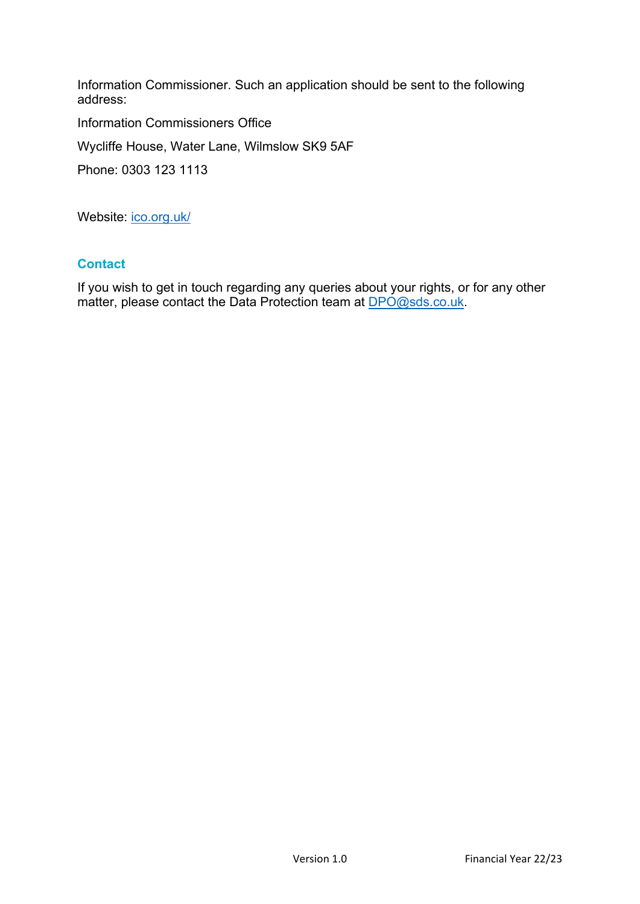Information Commissioner. Such an application should be sent to the following address:

Information Commissioners Office

Wycliffe House, Water Lane, Wilmslow SK9 5AF

Phone: 0303 123 1113

Website: [ico.org.uk/](ico.org.uk/)

## Contact

If you wish to get in touch regarding any queries about your rights, or for any other matter, please contact the Data Protection team at [DPO@sds.co.uk](mailto:DPO@sds.co.uk).